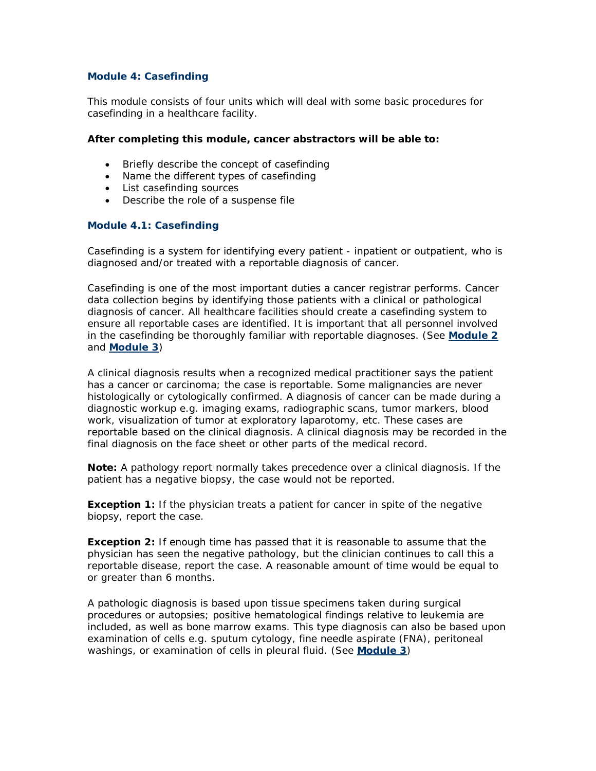## Module 4: Casefinding

This module consists of four units which will deal with some basic procedures for casefinding in a healthcare facility.

**After completing this module, cancer abstractors will be able to:**

- Briefly describe the concept of casefinding
- Name the different types of casefinding
- List casefinding sources
- Describe the role of a suspense file

### Module 4.1: Casefinding

Casefinding is a system for identifying every patient - inpatient or outpatient, who is diagnosed and/or treated with a reportable diagnosis of cancer.

Casefinding is one of the most important duties a cancer registrar performs. Cancer data collection begins by identifying those patients with a clinical or pathological diagnosis of cancer. All healthcare facilities should create a casefinding system to ensure all reportable cases are identified. It is important that all personnel involved in the casefinding be thoroughly familiar with reportable diagnoses. (See **Module 2** and **Module 3**)

A clinical diagnosis results when a recognized medical practitioner says the patient has a cancer or carcinoma; the case is reportable. Some malignancies are never histologically or cytologically confirmed. A diagnosis of cancer can be made during a diagnostic workup e.g. imaging exams, radiographic scans, tumor markers, blood work, visualization of tumor at exploratory laparotomy, etc. These cases are reportable based on the clinical diagnosis. A clinical diagnosis may be recorded in the final diagnosis on the face sheet or other parts of the medical record.

**Note:** A pathology report normally takes precedence over a clinical diagnosis. If the patient has a negative biopsy, the case would not be reported.

**Exception 1:** If the physician treats a patient for cancer in spite of the negative biopsy, report the case.

**Exception 2:** If enough time has passed that it is reasonable to assume that the physician has seen the negative pathology, but the clinician continues to call this a reportable disease, report the case. A reasonable amount of time would be equal to or greater than 6 months.

A pathologic diagnosis is based upon tissue specimens taken during surgical procedures or autopsies; positive hematological findings relative to leukemia are included, as well as bone marrow exams. This type diagnosis can also be based upon examination of cells e.g. sputum cytology, fine needle aspirate (FNA), peritoneal washings, or examination of cells in pleural fluid. (See **Module 3**)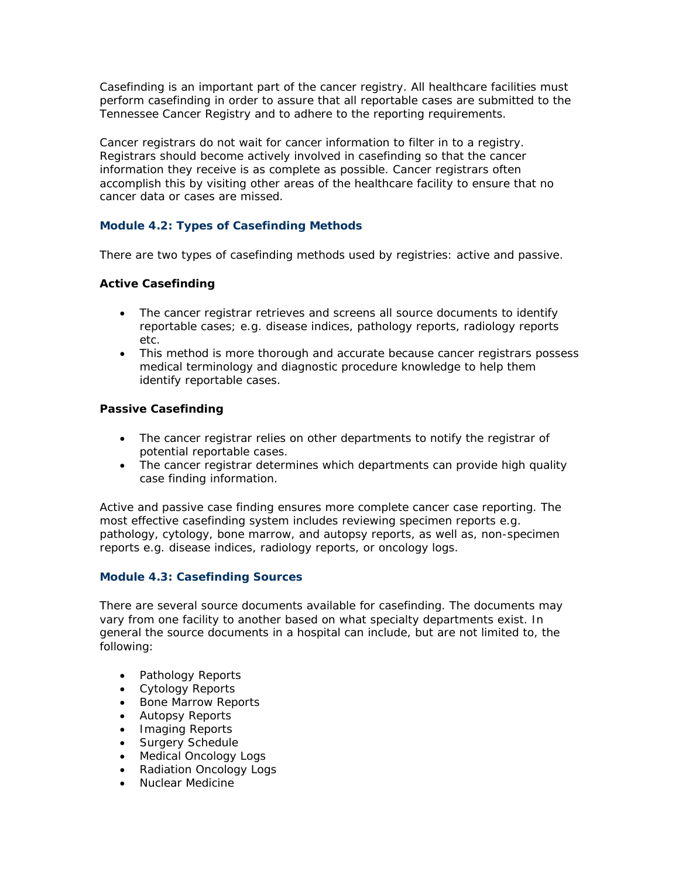Casefinding is an important part of the cancer registry. All healthcare facilities must perform casefinding in order to assure that all reportable cases are submitted to the Tennessee Cancer Registry and to adhere to the reporting requirements.

Cancer registrars do not wait for cancer information to filter in to a registry. Registrars should become actively involved in casefinding so that the cancer information they receive is as complete as possible. Cancer registrars often accomplish this by visiting other areas of the healthcare facility to ensure that no cancer data or cases are missed.

### Module 4.2: Types of Casefinding Methods

There are two types of casefinding methods used by registries: active and passive.

**Active Casefinding**

- The cancer registrar retrieves and screens all source documents to identify reportable cases; e.g. disease indices, pathology reports, radiology reports etc.
- This method is more thorough and accurate because cancer registrars possess medical terminology and diagnostic procedure knowledge to help them identify reportable cases.

**Passive Casefinding**

- The cancer registrar relies on other departments to notify the registrar of potential reportable cases.
- The cancer registrar determines which departments can provide high quality case finding information.

Active and passive case finding ensures more complete cancer case reporting. The most effective casefinding system includes reviewing specimen reports e.g. pathology, cytology, bone marrow, and autopsy reports, as well as, non-specimen reports e.g. disease indices, radiology reports, or oncology logs.

### Module 4.3: Casefinding Sources

There are several source documents available for casefinding. The documents may vary from one facility to another based on what specialty departments exist. In general the source documents in a hospital can include, but are not limited to, the following:

- Pathology Reports
- Cytology Reports
- Bone Marrow Reports
- Autopsy Reports
- Imaging Reports
- Surgery Schedule
- Medical Oncology Logs
- Radiation Oncology Logs
- Nuclear Medicine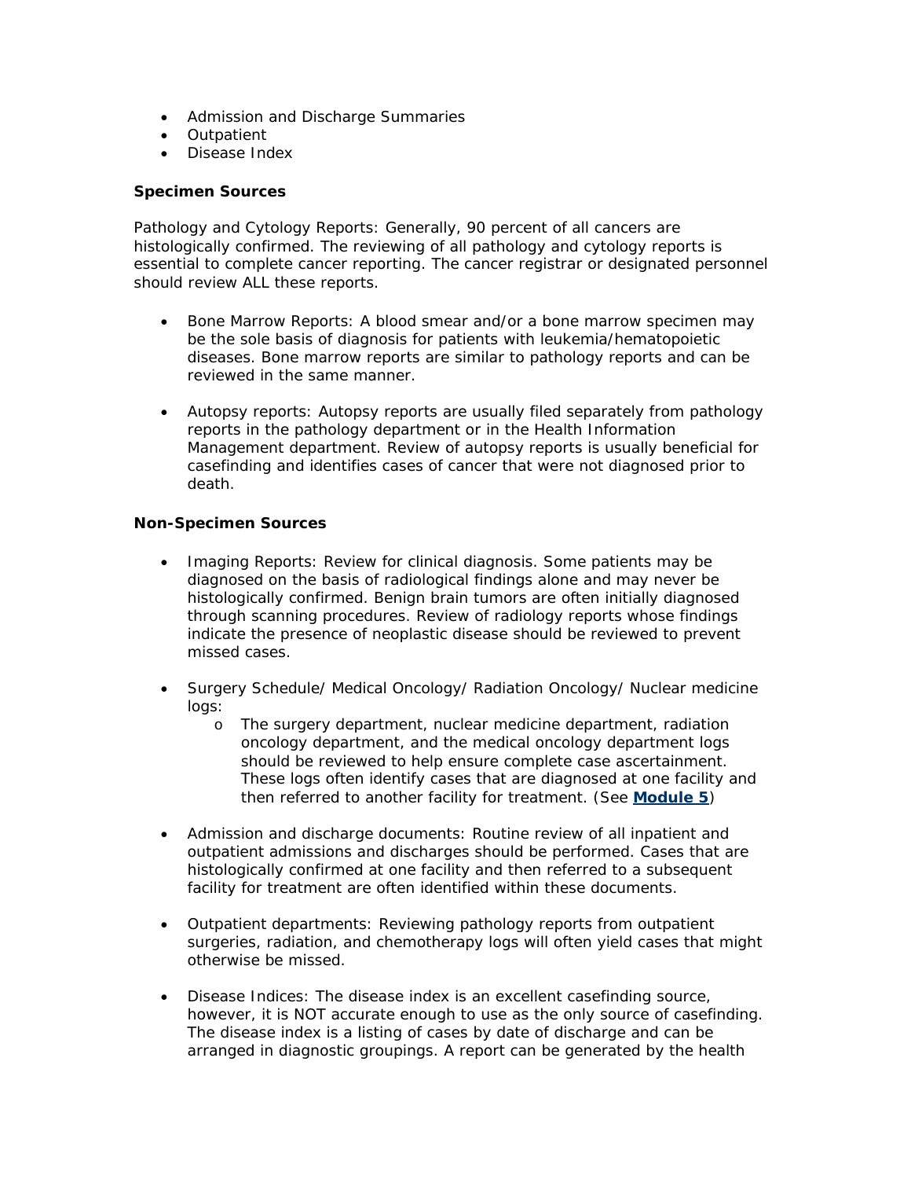- Admission and Discharge Summaries
- Outpatient
- Disease Index

**Specimen Sources**

Pathology and Cytology Reports: Generally, 90 percent of all cancers are histologically confirmed. The reviewing of all pathology and cytology reports is essential to complete cancer reporting. The cancer registrar or designated personnel should review ALL these reports.

- Bone Marrow Reports: A blood smear and/or a bone marrow specimen may be the sole basis of diagnosis for patients with leukemia/hematopoietic diseases. Bone marrow reports are similar to pathology reports and can be reviewed in the same manner.

- Autopsy reports: Autopsy reports are usually filed separately from pathology reports in the pathology department or in the Health Information Management department. Review of autopsy reports is usually beneficial for casefinding and identifies cases of cancer that were not diagnosed prior to death.

**Non-Specimen Sources**

- Imaging Reports: Review for clinical diagnosis. Some patients may be diagnosed on the basis of radiological findings alone and may never be histologically confirmed. Benign brain tumors are often initially diagnosed through scanning procedures. Review of radiology reports whose findings indicate the presence of neoplastic disease should be reviewed to prevent missed cases.

- Surgery Schedule/ Medical Oncology/ Radiation Oncology/ Nuclear medicine logs:
  - The surgery department, nuclear medicine department, radiation oncology department, and the medical oncology department logs should be reviewed to help ensure complete case ascertainment. These logs often identify cases that are diagnosed at one facility and then referred to another facility for treatment. (See **Module 5**)

- Admission and discharge documents: Routine review of all inpatient and outpatient admissions and discharges should be performed. Cases that are histologically confirmed at one facility and then referred to a subsequent facility for treatment are often identified within these documents.

- Outpatient departments: Reviewing pathology reports from outpatient surgeries, radiation, and chemotherapy logs will often yield cases that might otherwise be missed.

- Disease Indices: The disease index is an excellent casefinding source, however, it is NOT accurate enough to use as the only source of casefinding. The disease index is a listing of cases by date of discharge and can be arranged in diagnostic groupings. A report can be generated by the health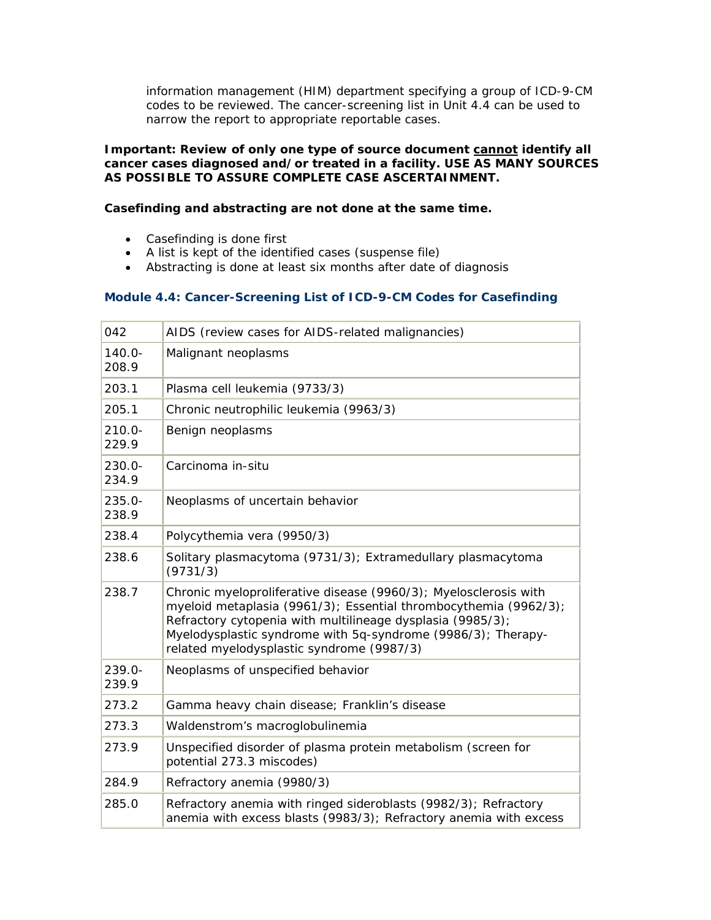information management (HIM) department specifying a group of ICD-9-CM codes to be reviewed. The cancer-screening list in Unit 4.4 can be used to narrow the report to appropriate reportable cases.

**Important: Review of only one type of source document cannot identify all cancer cases diagnosed and/or treated in a facility. USE AS MANY SOURCES AS POSSIBLE TO ASSURE COMPLETE CASE ASCERTAINMENT.**

**Casefinding and abstracting are not done at the same time.**

- Casefinding is done first
- A list is kept of the identified cases (suspense file)
- Abstracting is done at least six months after date of diagnosis

### Module 4.4: Cancer-Screening List of ICD-9-CM Codes for Casefinding

| | |
|---|---|
| 042 | AIDS (review cases for AIDS-related malignancies) |
| 140.0-208.9 | Malignant neoplasms |
| 203.1 | Plasma cell leukemia (9733/3) |
| 205.1 | Chronic neutrophilic leukemia (9963/3) |
| 210.0-229.9 | Benign neoplasms |
| 230.0-234.9 | Carcinoma in-situ |
| 235.0-238.9 | Neoplasms of uncertain behavior |
| 238.4 | Polycythemia vera (9950/3) |
| 238.6 | Solitary plasmacytoma (9731/3); Extramedullary plasmacytoma (9731/3) |
| 238.7 | Chronic myeloproliferative disease (9960/3); Myelosclerosis with myeloid metaplasia (9961/3); Essential thrombocythemia (9962/3); Refractory cytopenia with multilineage dysplasia (9985/3); Myelodysplastic syndrome with 5q-syndrome (9986/3); Therapy-related myelodysplastic syndrome (9987/3) |
| 239.0-239.9 | Neoplasms of unspecified behavior |
| 273.2 | Gamma heavy chain disease; Franklin's disease |
| 273.3 | Waldenstrom's macroglobulinemia |
| 273.9 | Unspecified disorder of plasma protein metabolism (screen for potential 273.3 miscodes) |
| 284.9 | Refractory anemia (9980/3) |
| 285.0 | Refractory anemia with ringed sideroblasts (9982/3); Refractory anemia with excess blasts (9983/3); Refractory anemia with excess |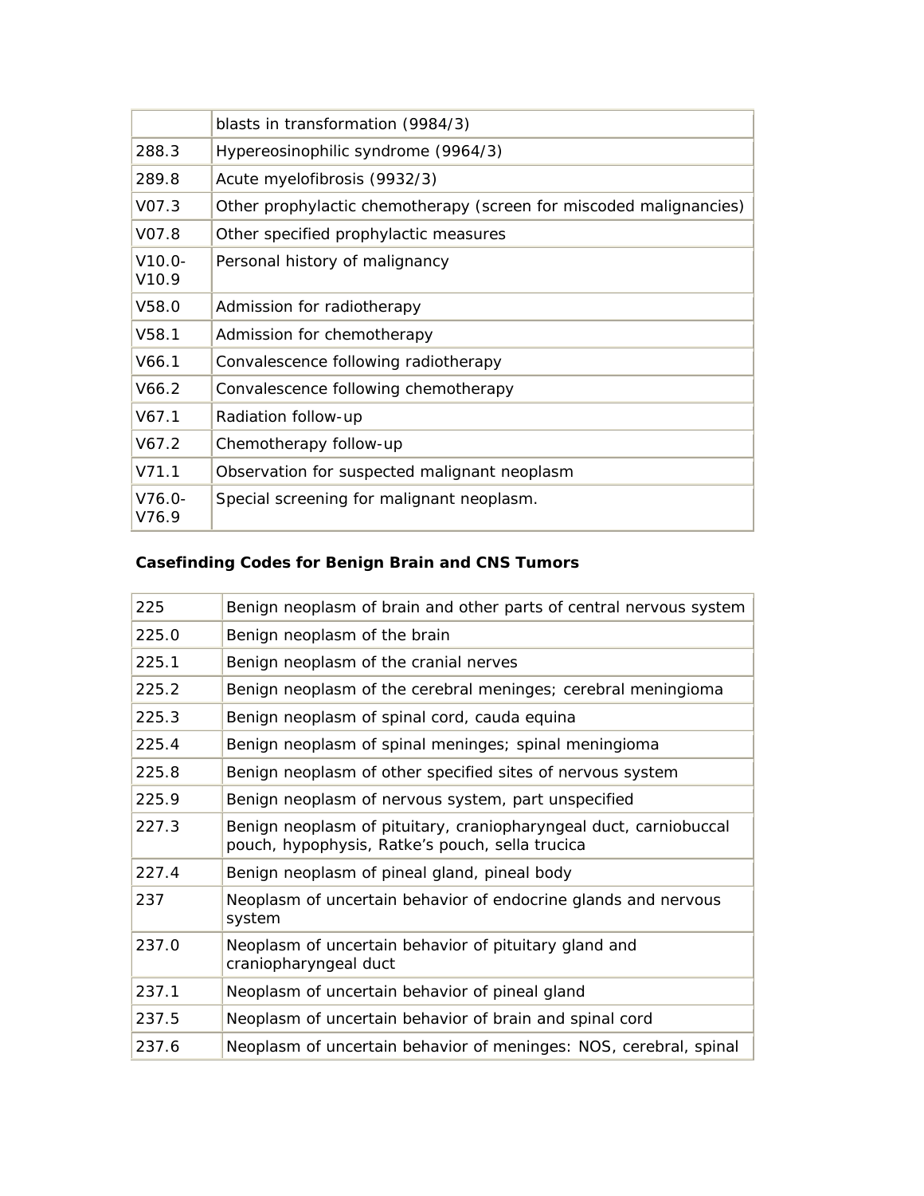| | |
|---|---|
| | blasts in transformation (9984/3) |
| 288.3 | Hypereosinophilic syndrome (9964/3) |
| 289.8 | Acute myelofibrosis (9932/3) |
| V07.3 | Other prophylactic chemotherapy (screen for miscoded malignancies) |
| V07.8 | Other specified prophylactic measures |
| V10.0-V10.9 | Personal history of malignancy |
| V58.0 | Admission for radiotherapy |
| V58.1 | Admission for chemotherapy |
| V66.1 | Convalescence following radiotherapy |
| V66.2 | Convalescence following chemotherapy |
| V67.1 | Radiation follow-up |
| V67.2 | Chemotherapy follow-up |
| V71.1 | Observation for suspected malignant neoplasm |
| V76.0-V76.9 | Special screening for malignant neoplasm. |

**Casefinding Codes for Benign Brain and CNS Tumors**

| | |
|---|---|
| 225 | Benign neoplasm of brain and other parts of central nervous system |
| 225.0 | Benign neoplasm of the brain |
| 225.1 | Benign neoplasm of the cranial nerves |
| 225.2 | Benign neoplasm of the cerebral meninges; cerebral meningioma |
| 225.3 | Benign neoplasm of spinal cord, cauda equina |
| 225.4 | Benign neoplasm of spinal meninges; spinal meningioma |
| 225.8 | Benign neoplasm of other specified sites of nervous system |
| 225.9 | Benign neoplasm of nervous system, part unspecified |
| 227.3 | Benign neoplasm of pituitary, craniopharyngeal duct, carniobuccal pouch, hypophysis, Ratke's pouch, sella trucica |
| 227.4 | Benign neoplasm of pineal gland, pineal body |
| 237 | Neoplasm of uncertain behavior of endocrine glands and nervous system |
| 237.0 | Neoplasm of uncertain behavior of pituitary gland and craniopharyngeal duct |
| 237.1 | Neoplasm of uncertain behavior of pineal gland |
| 237.5 | Neoplasm of uncertain behavior of brain and spinal cord |
| 237.6 | Neoplasm of uncertain behavior of meninges: NOS, cerebral, spinal |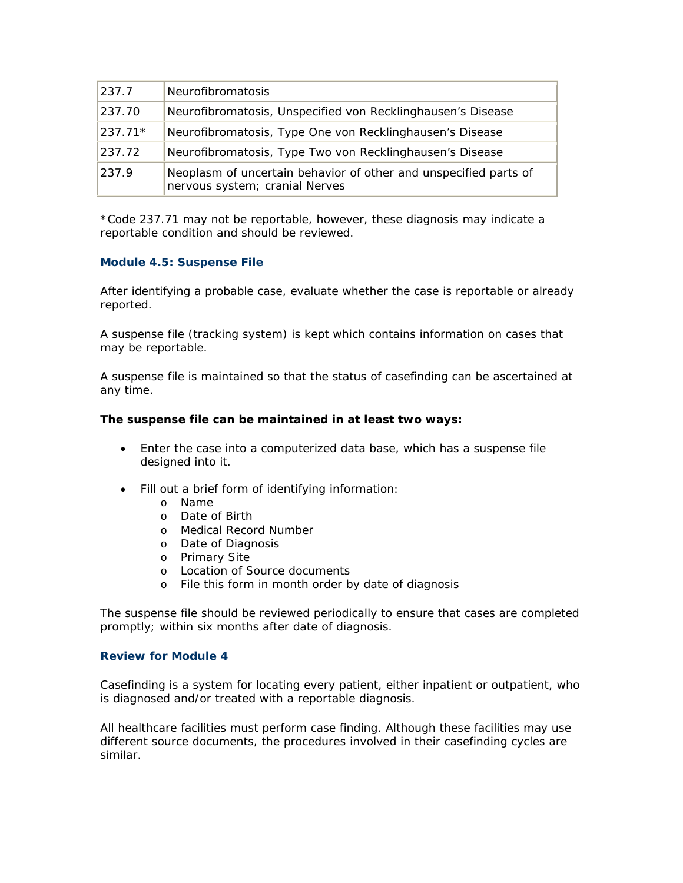| 237.7 | Neurofibromatosis |
|---|---|
| 237.70 | Neurofibromatosis, Unspecified von Recklinghausen's Disease |
| 237.71* | Neurofibromatosis, Type One von Recklinghausen's Disease |
| 237.72 | Neurofibromatosis, Type Two von Recklinghausen's Disease |
| 237.9 | Neoplasm of uncertain behavior of other and unspecified parts of nervous system; cranial Nerves |

*Code 237.71 may not be reportable, however, these diagnosis may indicate a reportable condition and should be reviewed.

### Module 4.5: Suspense File

After identifying a probable case, evaluate whether the case is reportable or already reported.

A suspense file (tracking system) is kept which contains information on cases that may be reportable.

A suspense file is maintained so that the status of casefinding can be ascertained at any time.

**The suspense file can be maintained in at least two ways:**

- Enter the case into a computerized data base, which has a suspense file designed into it.
- Fill out a brief form of identifying information:
  - Name
  - Date of Birth
  - Medical Record Number
  - Date of Diagnosis
  - Primary Site
  - Location of Source documents
  - File this form in month order by date of diagnosis

The suspense file should be reviewed periodically to ensure that cases are completed promptly; within six months after date of diagnosis.

### Review for Module 4

Casefinding is a system for locating every patient, either inpatient or outpatient, who is diagnosed and/or treated with a reportable diagnosis.

All healthcare facilities must perform case finding. Although these facilities may use different source documents, the procedures involved in their casefinding cycles are similar.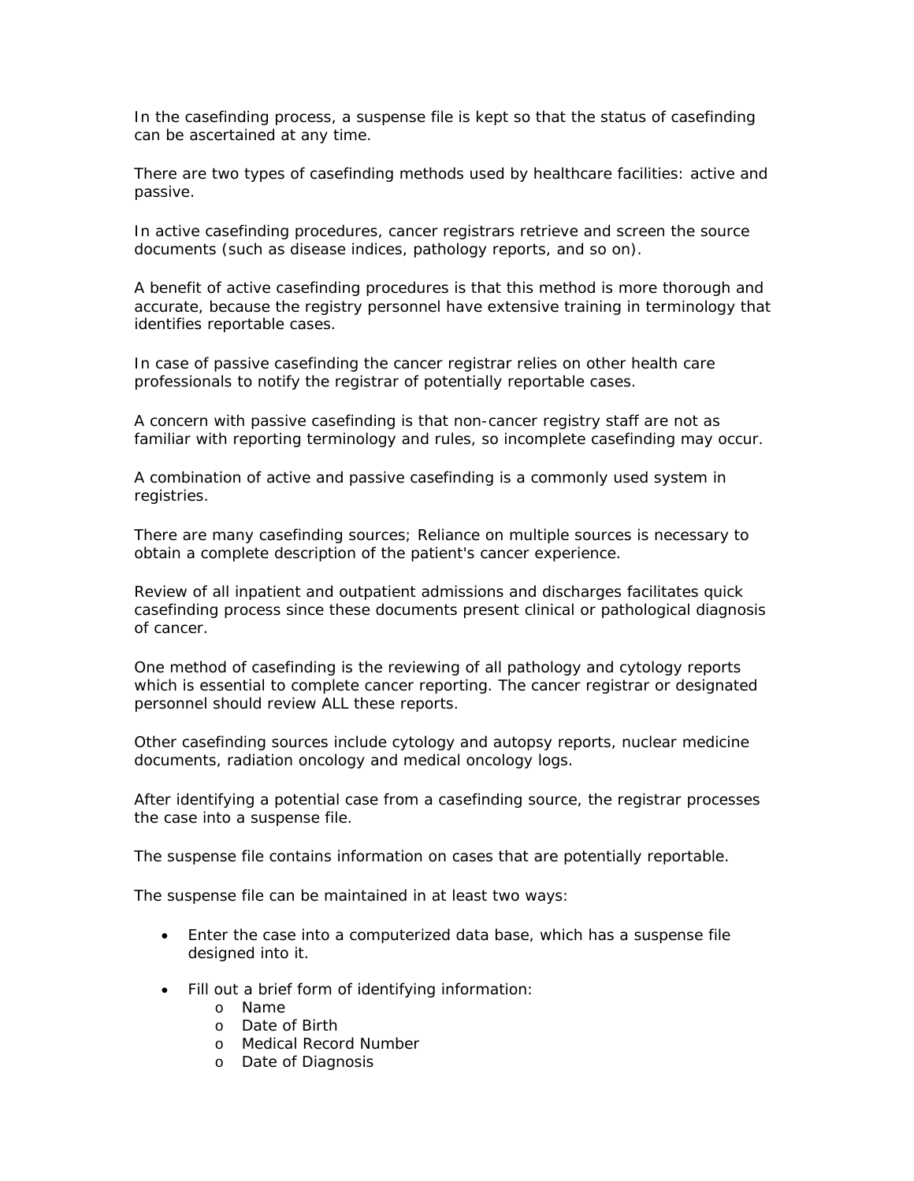In the casefinding process, a suspense file is kept so that the status of casefinding can be ascertained at any time.

There are two types of casefinding methods used by healthcare facilities: active and passive.

In active casefinding procedures, cancer registrars retrieve and screen the source documents (such as disease indices, pathology reports, and so on).

A benefit of active casefinding procedures is that this method is more thorough and accurate, because the registry personnel have extensive training in terminology that identifies reportable cases.

In case of passive casefinding the cancer registrar relies on other health care professionals to notify the registrar of potentially reportable cases.

A concern with passive casefinding is that non-cancer registry staff are not as familiar with reporting terminology and rules, so incomplete casefinding may occur.

A combination of active and passive casefinding is a commonly used system in registries.

There are many casefinding sources; Reliance on multiple sources is necessary to obtain a complete description of the patient's cancer experience.

Review of all inpatient and outpatient admissions and discharges facilitates quick casefinding process since these documents present clinical or pathological diagnosis of cancer.

One method of casefinding is the reviewing of all pathology and cytology reports which is essential to complete cancer reporting. The cancer registrar or designated personnel should review ALL these reports.

Other casefinding sources include cytology and autopsy reports, nuclear medicine documents, radiation oncology and medical oncology logs.

After identifying a potential case from a casefinding source, the registrar processes the case into a suspense file.

The suspense file contains information on cases that are potentially reportable.

The suspense file can be maintained in at least two ways:

- Enter the case into a computerized data base, which has a suspense file designed into it.
- Fill out a brief form of identifying information:
  - Name
  - Date of Birth
  - Medical Record Number
  - Date of Diagnosis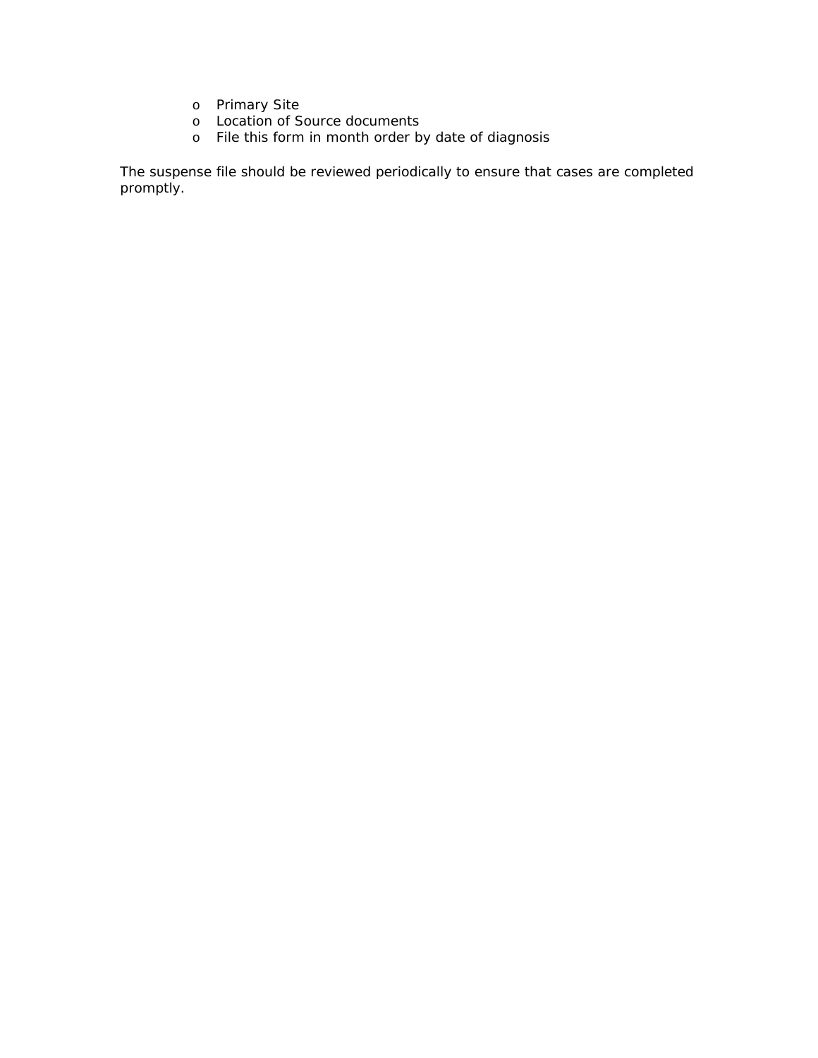- Primary Site
- Location of Source documents
- File this form in month order by date of diagnosis

The suspense file should be reviewed periodically to ensure that cases are completed promptly.